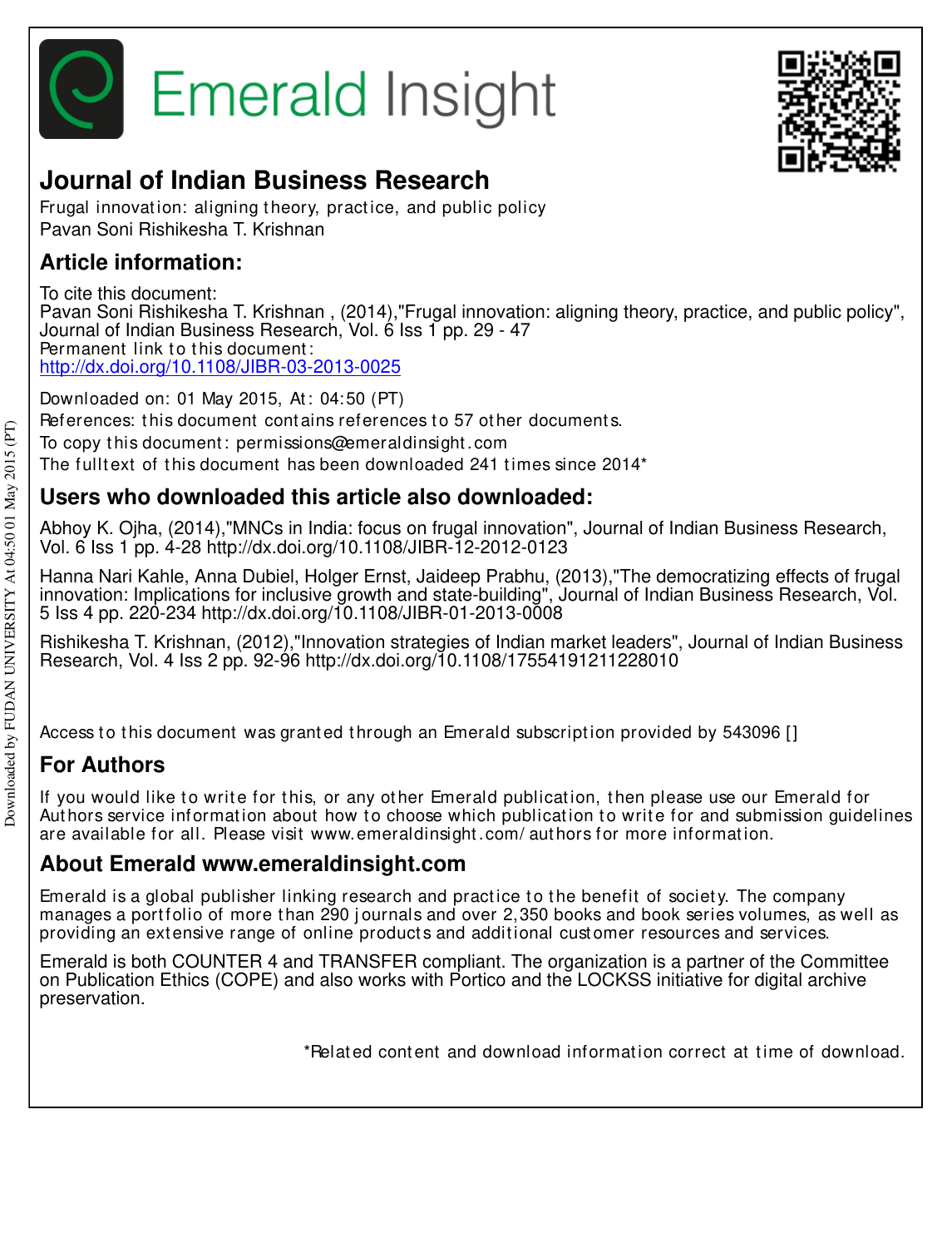Emerald Insight

# Journal of Indian Business Research

Frugal innovation: aligning theory, practice, and public policy
Pavan Soni Rishikesha T. Krishnan

## Article information:

To cite this document:
Pavan Soni Rishikesha T. Krishnan , (2014),"Frugal innovation: aligning theory, practice, and public policy", Journal of Indian Business Research, Vol. 6 Iss 1 pp. 29 - 47
Permanent link to this document:
http://dx.doi.org/10.1108/JIBR-03-2013-0025

Downloaded on: 01 May 2015, At: 04:50 (PT)
References: this document contains references to 57 other documents.
To copy this document: permissions@emeraldinsight.com
The fulltext of this document has been downloaded 241 times since 2014*

## Users who downloaded this article also downloaded:

Abhoy K. Ojha, (2014),"MNCs in India: focus on frugal innovation", Journal of Indian Business Research, Vol. 6 Iss 1 pp. 4-28 http://dx.doi.org/10.1108/JIBR-12-2012-0123

Hanna Nari Kahle, Anna Dubiel, Holger Ernst, Jaideep Prabhu, (2013),"The democratizing effects of frugal innovation: Implications for inclusive growth and state-building", Journal of Indian Business Research, Vol. 5 Iss 4 pp. 220-234 http://dx.doi.org/10.1108/JIBR-01-2013-0008

Rishikesha T. Krishnan, (2012),"Innovation strategies of Indian market leaders", Journal of Indian Business Research, Vol. 4 Iss 2 pp. 92-96 http://dx.doi.org/10.1108/17554191211228010

Access to this document was granted through an Emerald subscription provided by 543096 []

## For Authors

If you would like to write for this, or any other Emerald publication, then please use our Emerald for Authors service information about how to choose which publication to write for and submission guidelines are available for all. Please visit www.emeraldinsight.com/authors for more information.

## About Emerald www.emeraldinsight.com

Emerald is a global publisher linking research and practice to the benefit of society. The company manages a portfolio of more than 290 journals and over 2,350 books and book series volumes, as well as providing an extensive range of online products and additional customer resources and services.

Emerald is both COUNTER 4 and TRANSFER compliant. The organization is a partner of the Committee on Publication Ethics (COPE) and also works with Portico and the LOCKSS initiative for digital archive preservation.

*Related content and download information correct at time of download.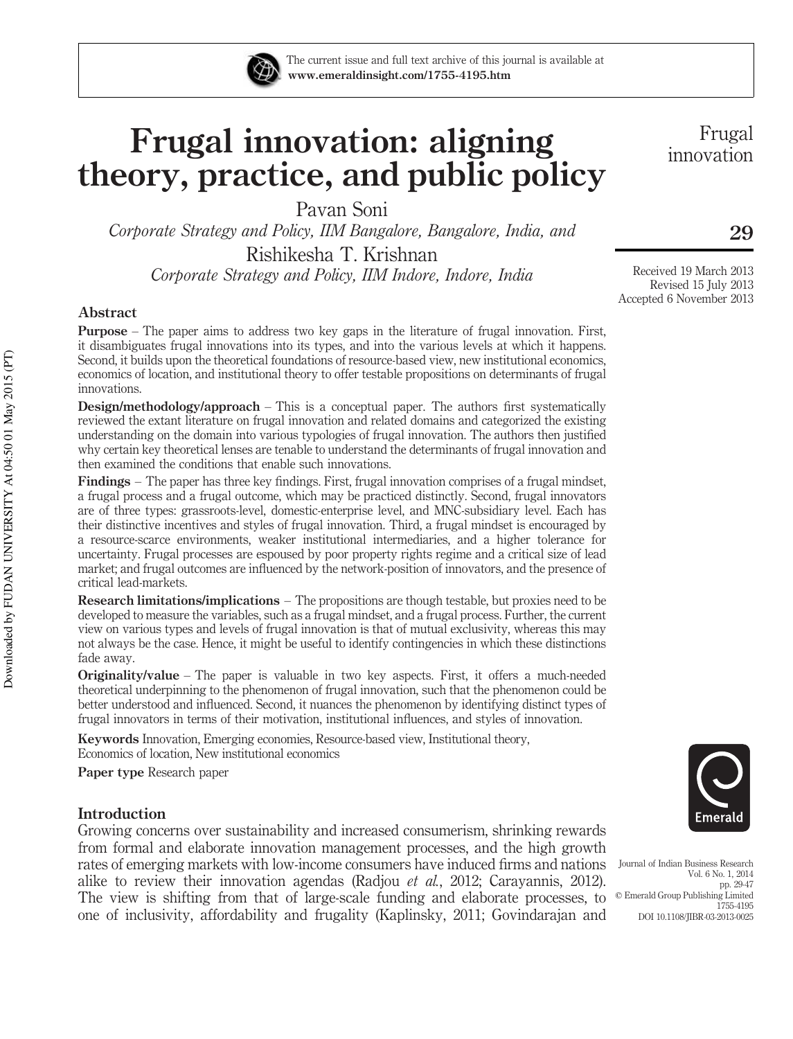# Frugal innovation: aligning theory, practice, and public policy

Pavan Soni

*Corporate Strategy and Policy, IIM Bangalore, Bangalore, India, and*

Rishikesha T. Krishnan

*Corporate Strategy and Policy, IIM Indore, Indore, India*

Received 19 March 2013
Revised 15 July 2013
Accepted 6 November 2013

## Abstract

**Purpose** – The paper aims to address two key gaps in the literature of frugal innovation. First, it disambiguates frugal innovations into its types, and into the various levels at which it happens. Second, it builds upon the theoretical foundations of resource-based view, new institutional economics, economics of location, and institutional theory to offer testable propositions on determinants of frugal innovations.

**Design/methodology/approach** – This is a conceptual paper. The authors first systematically reviewed the extant literature on frugal innovation and related domains and categorized the existing understanding on the domain into various typologies of frugal innovation. The authors then justified why certain key theoretical lenses are tenable to understand the determinants of frugal innovation and then examined the conditions that enable such innovations.

**Findings** – The paper has three key findings. First, frugal innovation comprises of a frugal mindset, a frugal process and a frugal outcome, which may be practiced distinctly. Second, frugal innovators are of three types: grassroots-level, domestic-enterprise level, and MNC-subsidiary level. Each has their distinctive incentives and styles of frugal innovation. Third, a frugal mindset is encouraged by a resource-scarce environments, weaker institutional intermediaries, and a higher tolerance for uncertainty. Frugal processes are espoused by poor property rights regime and a critical size of lead market; and frugal outcomes are influenced by the network-position of innovators, and the presence of critical lead-markets.

**Research limitations/implications** – The propositions are though testable, but proxies need to be developed to measure the variables, such as a frugal mindset, and a frugal process. Further, the current view on various types and levels of frugal innovation is that of mutual exclusivity, whereas this may not always be the case. Hence, it might be useful to identify contingencies in which these distinctions fade away.

**Originality/value** – The paper is valuable in two key aspects. First, it offers a much-needed theoretical underpinning to the phenomenon of frugal innovation, such that the phenomenon could be better understood and influenced. Second, it nuances the phenomenon by identifying distinct types of frugal innovators in terms of their motivation, institutional influences, and styles of innovation.

**Keywords** Innovation, Emerging economies, Resource-based view, Institutional theory, Economics of location, New institutional economics

**Paper type** Research paper

## Introduction

Growing concerns over sustainability and increased consumerism, shrinking rewards from formal and elaborate innovation management processes, and the high growth rates of emerging markets with low-income consumers have induced firms and nations alike to review their innovation agendas (Radjou *et al.*, 2012; Carayannis, 2012). The view is shifting from that of large-scale funding and elaborate processes, to one of inclusivity, affordability and frugality (Kaplinsky, 2011; Govindarajan and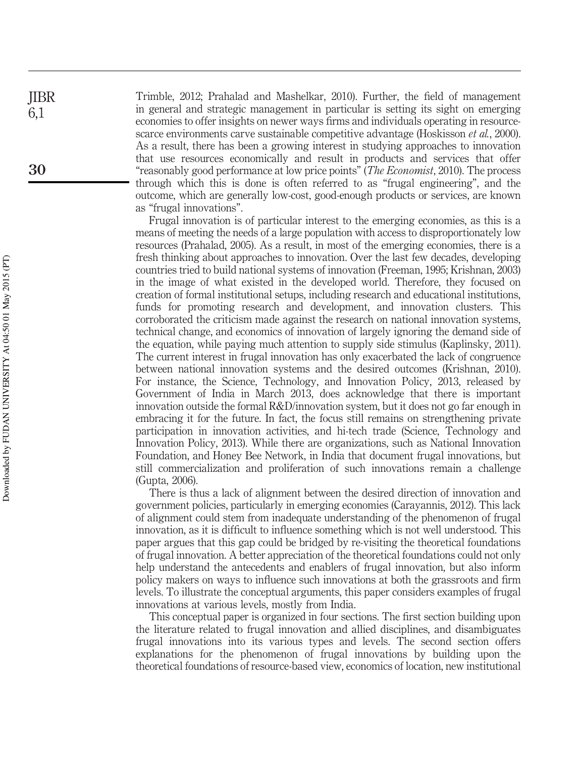Trimble, 2012; Prahalad and Mashelkar, 2010). Further, the field of management in general and strategic management in particular is setting its sight on emerging economies to offer insights on newer ways firms and individuals operating in resource-scarce environments carve sustainable competitive advantage (Hoskisson *et al.*, 2000). As a result, there has been a growing interest in studying approaches to innovation that use resources economically and result in products and services that offer "reasonably good performance at low price points" (*The Economist*, 2010). The process through which this is done is often referred to as "frugal engineering", and the outcome, which are generally low-cost, good-enough products or services, are known as "frugal innovations".

Frugal innovation is of particular interest to the emerging economies, as this is a means of meeting the needs of a large population with access to disproportionately low resources (Prahalad, 2005). As a result, in most of the emerging economies, there is a fresh thinking about approaches to innovation. Over the last few decades, developing countries tried to build national systems of innovation (Freeman, 1995; Krishnan, 2003) in the image of what existed in the developed world. Therefore, they focused on creation of formal institutional setups, including research and educational institutions, funds for promoting research and development, and innovation clusters. This corroborated the criticism made against the research on national innovation systems, technical change, and economics of innovation of largely ignoring the demand side of the equation, while paying much attention to supply side stimulus (Kaplinsky, 2011). The current interest in frugal innovation has only exacerbated the lack of congruence between national innovation systems and the desired outcomes (Krishnan, 2010). For instance, the Science, Technology, and Innovation Policy, 2013, released by Government of India in March 2013, does acknowledge that there is important innovation outside the formal R&D/innovation system, but it does not go far enough in embracing it for the future. In fact, the focus still remains on strengthening private participation in innovation activities, and hi-tech trade (Science, Technology and Innovation Policy, 2013). While there are organizations, such as National Innovation Foundation, and Honey Bee Network, in India that document frugal innovations, but still commercialization and proliferation of such innovations remain a challenge (Gupta, 2006).

There is thus a lack of alignment between the desired direction of innovation and government policies, particularly in emerging economies (Carayannis, 2012). This lack of alignment could stem from inadequate understanding of the phenomenon of frugal innovation, as it is difficult to influence something which is not well understood. This paper argues that this gap could be bridged by re-visiting the theoretical foundations of frugal innovation. A better appreciation of the theoretical foundations could not only help understand the antecedents and enablers of frugal innovation, but also inform policy makers on ways to influence such innovations at both the grassroots and firm levels. To illustrate the conceptual arguments, this paper considers examples of frugal innovations at various levels, mostly from India.

This conceptual paper is organized in four sections. The first section building upon the literature related to frugal innovation and allied disciplines, and disambiguates frugal innovations into its various types and levels. The second section offers explanations for the phenomenon of frugal innovations by building upon the theoretical foundations of resource-based view, economics of location, new institutional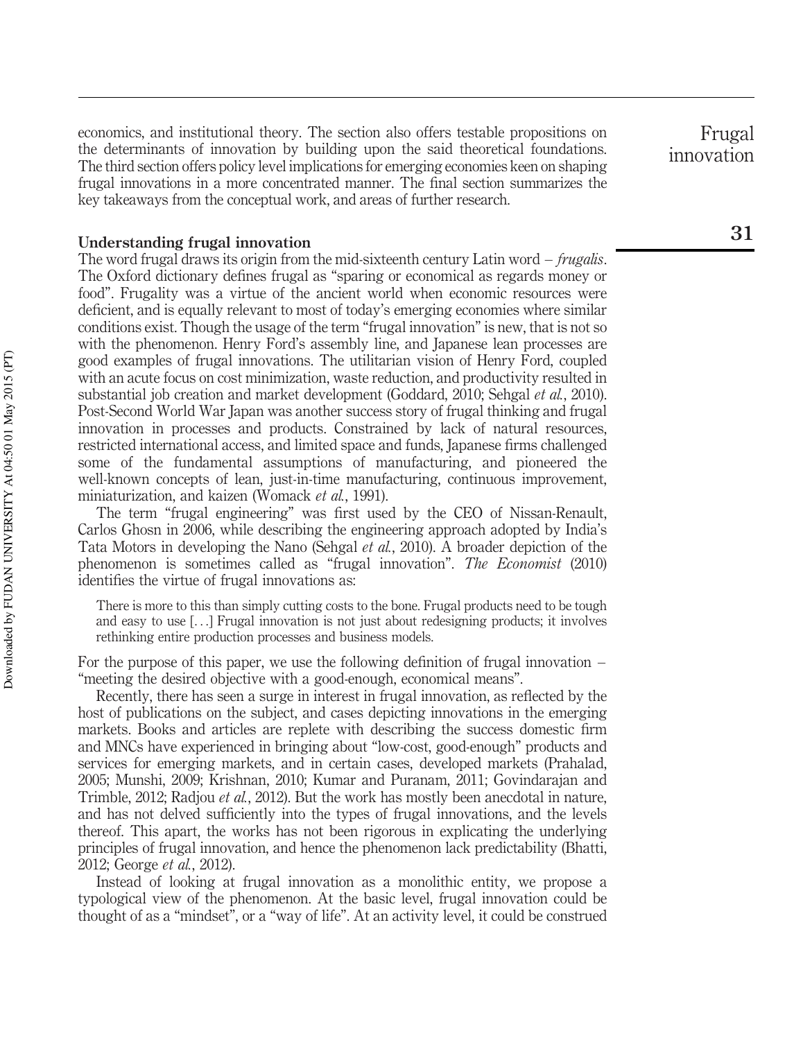economics, and institutional theory. The section also offers testable propositions on the determinants of innovation by building upon the said theoretical foundations. The third section offers policy level implications for emerging economies keen on shaping frugal innovations in a more concentrated manner. The final section summarizes the key takeaways from the conceptual work, and areas of further research.

## Understanding frugal innovation

The word frugal draws its origin from the mid-sixteenth century Latin word – *frugalis*. The Oxford dictionary defines frugal as "sparing or economical as regards money or food". Frugality was a virtue of the ancient world when economic resources were deficient, and is equally relevant to most of today's emerging economies where similar conditions exist. Though the usage of the term "frugal innovation" is new, that is not so with the phenomenon. Henry Ford's assembly line, and Japanese lean processes are good examples of frugal innovations. The utilitarian vision of Henry Ford, coupled with an acute focus on cost minimization, waste reduction, and productivity resulted in substantial job creation and market development (Goddard, 2010; Sehgal *et al.*, 2010). Post-Second World War Japan was another success story of frugal thinking and frugal innovation in processes and products. Constrained by lack of natural resources, restricted international access, and limited space and funds, Japanese firms challenged some of the fundamental assumptions of manufacturing, and pioneered the well-known concepts of lean, just-in-time manufacturing, continuous improvement, miniaturization, and kaizen (Womack *et al.*, 1991).

The term "frugal engineering" was first used by the CEO of Nissan-Renault, Carlos Ghosn in 2006, while describing the engineering approach adopted by India's Tata Motors in developing the Nano (Sehgal *et al.*, 2010). A broader depiction of the phenomenon is sometimes called as "frugal innovation". *The Economist* (2010) identifies the virtue of frugal innovations as:

> There is more to this than simply cutting costs to the bone. Frugal products need to be tough and easy to use [. . .] Frugal innovation is not just about redesigning products; it involves rethinking entire production processes and business models.

For the purpose of this paper, we use the following definition of frugal innovation – "meeting the desired objective with a good-enough, economical means".

Recently, there has seen a surge in interest in frugal innovation, as reflected by the host of publications on the subject, and cases depicting innovations in the emerging markets. Books and articles are replete with describing the success domestic firm and MNCs have experienced in bringing about "low-cost, good-enough" products and services for emerging markets, and in certain cases, developed markets (Prahalad, 2005; Munshi, 2009; Krishnan, 2010; Kumar and Puranam, 2011; Govindarajan and Trimble, 2012; Radjou *et al.*, 2012). But the work has mostly been anecdotal in nature, and has not delved sufficiently into the types of frugal innovations, and the levels thereof. This apart, the works has not been rigorous in explicating the underlying principles of frugal innovation, and hence the phenomenon lack predictability (Bhatti, 2012; George *et al.*, 2012).

Instead of looking at frugal innovation as a monolithic entity, we propose a typological view of the phenomenon. At the basic level, frugal innovation could be thought of as a "mindset", or a "way of life". At an activity level, it could be construed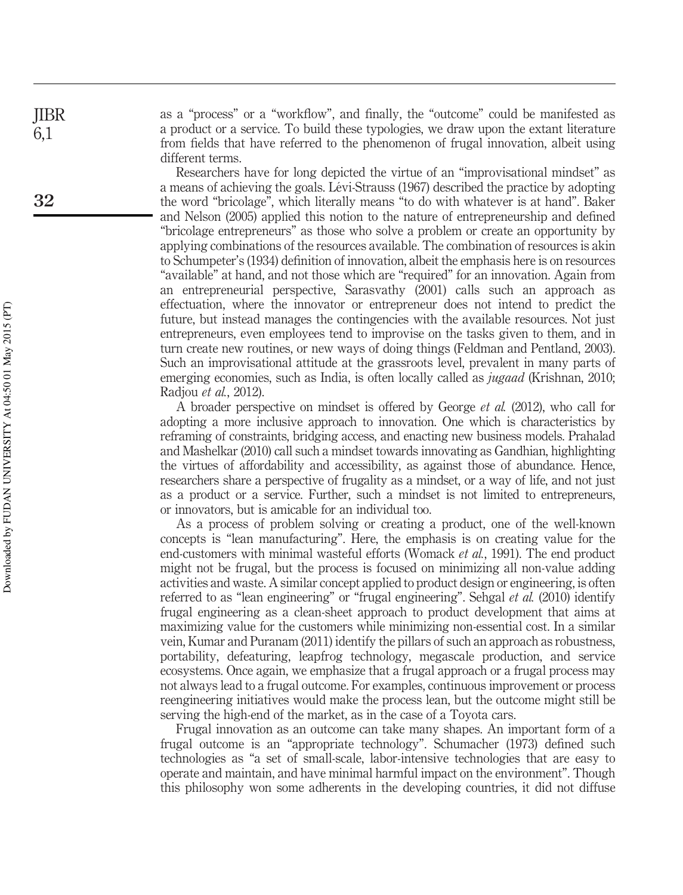as a "process" or a "workflow", and finally, the "outcome" could be manifested as a product or a service. To build these typologies, we draw upon the extant literature from fields that have referred to the phenomenon of frugal innovation, albeit using different terms.

Researchers have for long depicted the virtue of an "improvisational mindset" as a means of achieving the goals. Lévi-Strauss (1967) described the practice by adopting the word "bricolage", which literally means "to do with whatever is at hand". Baker and Nelson (2005) applied this notion to the nature of entrepreneurship and defined "bricolage entrepreneurs" as those who solve a problem or create an opportunity by applying combinations of the resources available. The combination of resources is akin to Schumpeter's (1934) definition of innovation, albeit the emphasis here is on resources "available" at hand, and not those which are "required" for an innovation. Again from an entrepreneurial perspective, Sarasvathy (2001) calls such an approach as effectuation, where the innovator or entrepreneur does not intend to predict the future, but instead manages the contingencies with the available resources. Not just entrepreneurs, even employees tend to improvise on the tasks given to them, and in turn create new routines, or new ways of doing things (Feldman and Pentland, 2003). Such an improvisational attitude at the grassroots level, prevalent in many parts of emerging economies, such as India, is often locally called as *jugaad* (Krishnan, 2010; Radjou *et al.*, 2012).

A broader perspective on mindset is offered by George *et al.* (2012), who call for adopting a more inclusive approach to innovation. One which is characteristics by reframing of constraints, bridging access, and enacting new business models. Prahalad and Mashelkar (2010) call such a mindset towards innovating as Gandhian, highlighting the virtues of affordability and accessibility, as against those of abundance. Hence, researchers share a perspective of frugality as a mindset, or a way of life, and not just as a product or a service. Further, such a mindset is not limited to entrepreneurs, or innovators, but is amicable for an individual too.

As a process of problem solving or creating a product, one of the well-known concepts is "lean manufacturing". Here, the emphasis is on creating value for the end-customers with minimal wasteful efforts (Womack *et al.*, 1991). The end product might not be frugal, but the process is focused on minimizing all non-value adding activities and waste. A similar concept applied to product design or engineering, is often referred to as "lean engineering" or "frugal engineering". Sehgal *et al.* (2010) identify frugal engineering as a clean-sheet approach to product development that aims at maximizing value for the customers while minimizing non-essential cost. In a similar vein, Kumar and Puranam (2011) identify the pillars of such an approach as robustness, portability, defeaturing, leapfrog technology, megascale production, and service ecosystems. Once again, we emphasize that a frugal approach or a frugal process may not always lead to a frugal outcome. For examples, continuous improvement or process reengineering initiatives would make the process lean, but the outcome might still be serving the high-end of the market, as in the case of a Toyota cars.

Frugal innovation as an outcome can take many shapes. An important form of a frugal outcome is an "appropriate technology". Schumacher (1973) defined such technologies as "a set of small-scale, labor-intensive technologies that are easy to operate and maintain, and have minimal harmful impact on the environment". Though this philosophy won some adherents in the developing countries, it did not diffuse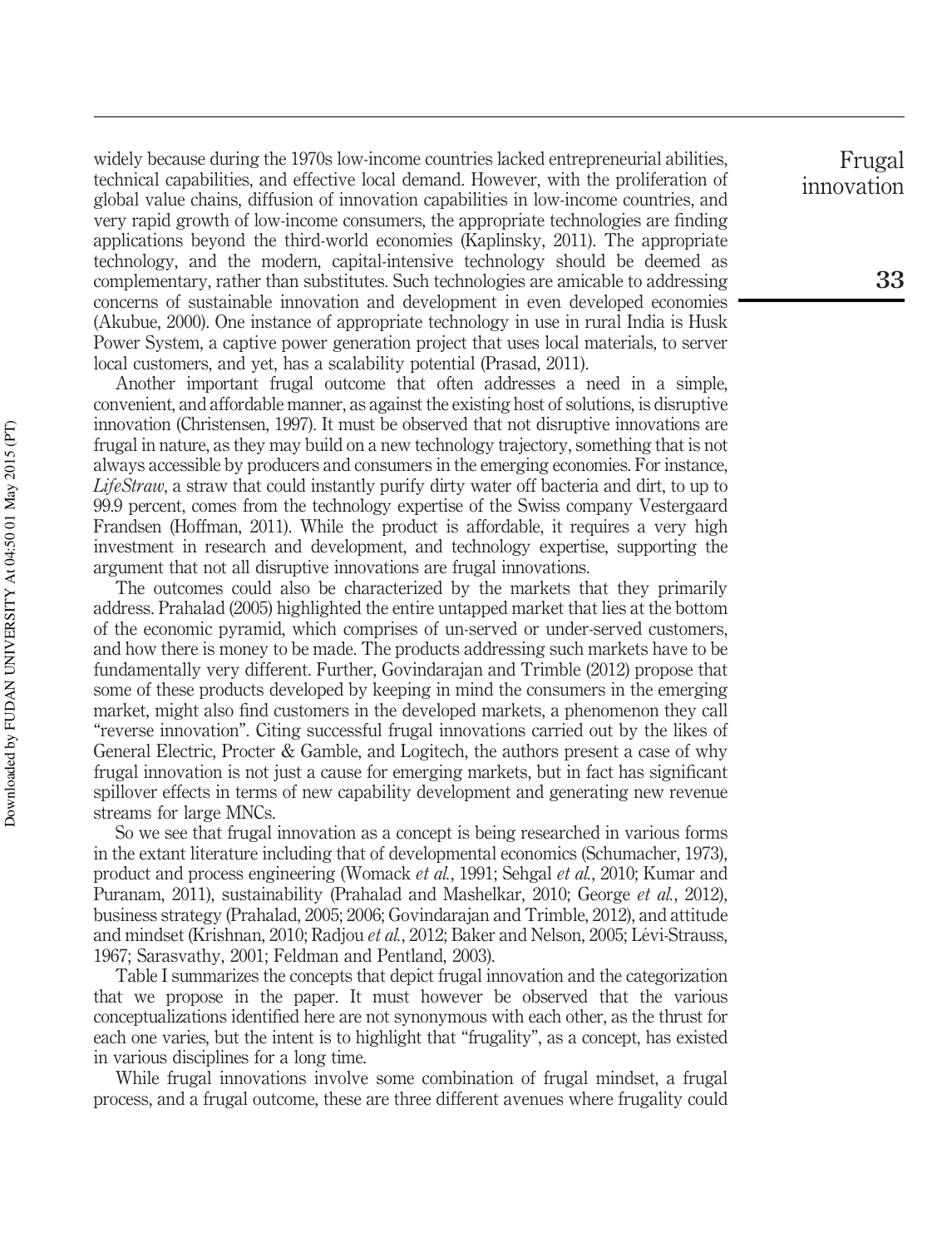widely because during the 1970s low-income countries lacked entrepreneurial abilities, technical capabilities, and effective local demand. However, with the proliferation of global value chains, diffusion of innovation capabilities in low-income countries, and very rapid growth of low-income consumers, the appropriate technologies are finding applications beyond the third-world economies (Kaplinsky, 2011). The appropriate technology, and the modern, capital-intensive technology should be deemed as complementary, rather than substitutes. Such technologies are amicable to addressing concerns of sustainable innovation and development in even developed economies (Akubue, 2000). One instance of appropriate technology in use in rural India is Husk Power System, a captive power generation project that uses local materials, to server local customers, and yet, has a scalability potential (Prasad, 2011).

Another important frugal outcome that often addresses a need in a simple, convenient, and affordable manner, as against the existing host of solutions, is disruptive innovation (Christensen, 1997). It must be observed that not disruptive innovations are frugal in nature, as they may build on a new technology trajectory, something that is not always accessible by producers and consumers in the emerging economies. For instance, *LifeStraw*, a straw that could instantly purify dirty water off bacteria and dirt, to up to 99.9 percent, comes from the technology expertise of the Swiss company Vestergaard Frandsen (Hoffman, 2011). While the product is affordable, it requires a very high investment in research and development, and technology expertise, supporting the argument that not all disruptive innovations are frugal innovations.

The outcomes could also be characterized by the markets that they primarily address. Prahalad (2005) highlighted the entire untapped market that lies at the bottom of the economic pyramid, which comprises of un-served or under-served customers, and how there is money to be made. The products addressing such markets have to be fundamentally very different. Further, Govindarajan and Trimble (2012) propose that some of these products developed by keeping in mind the consumers in the emerging market, might also find customers in the developed markets, a phenomenon they call "reverse innovation". Citing successful frugal innovations carried out by the likes of General Electric, Procter & Gamble, and Logitech, the authors present a case of why frugal innovation is not just a cause for emerging markets, but in fact has significant spillover effects in terms of new capability development and generating new revenue streams for large MNCs.

So we see that frugal innovation as a concept is being researched in various forms in the extant literature including that of developmental economics (Schumacher, 1973), product and process engineering (Womack *et al.*, 1991; Sehgal *et al.*, 2010; Kumar and Puranam, 2011), sustainability (Prahalad and Mashelkar, 2010; George *et al.*, 2012), business strategy (Prahalad, 2005; 2006; Govindarajan and Trimble, 2012), and attitude and mindset (Krishnan, 2010; Radjou *et al.*, 2012; Baker and Nelson, 2005; Lévi-Strauss, 1967; Sarasvathy, 2001; Feldman and Pentland, 2003).

Table I summarizes the concepts that depict frugal innovation and the categorization that we propose in the paper. It must however be observed that the various conceptualizations identified here are not synonymous with each other, as the thrust for each one varies, but the intent is to highlight that "frugality", as a concept, has existed in various disciplines for a long time.

While frugal innovations involve some combination of frugal mindset, a frugal process, and a frugal outcome, these are three different avenues where frugality could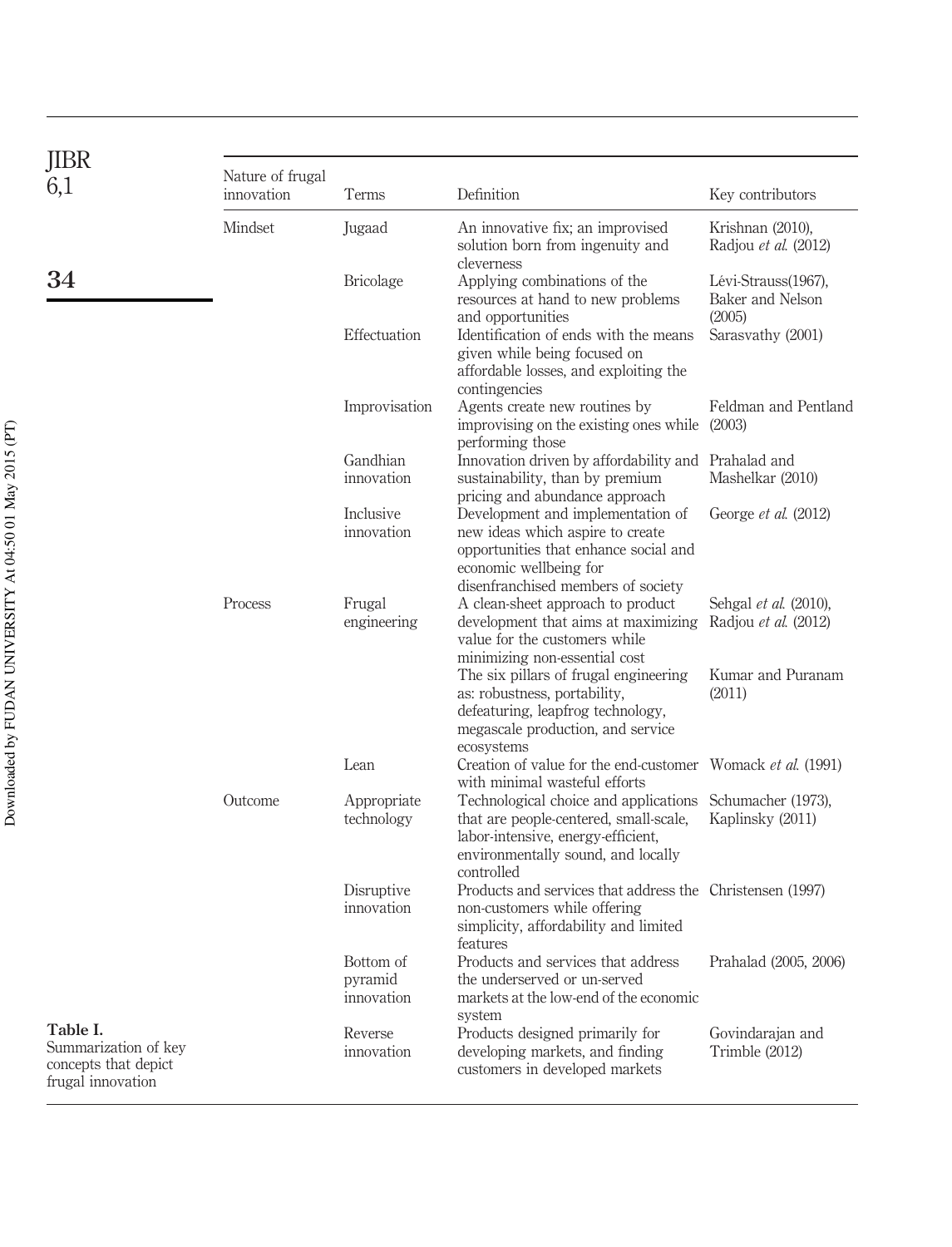**Table I.** Summarization of key concepts that depict frugal innovation

| Nature of frugal innovation | Terms | Definition | Key contributors |
|---|---|---|---|
| Mindset | Jugaad | An innovative fix; an improvised solution born from ingenuity and cleverness | Krishnan (2010), Radjou *et al.* (2012) |
| | Bricolage | Applying combinations of the resources at hand to new problems and opportunities | Lévi-Strauss(1967), Baker and Nelson (2005) |
| | Effectuation | Identification of ends with the means given while being focused on affordable losses, and exploiting the contingencies | Sarasvathy (2001) |
| | Improvisation | Agents create new routines by improvising on the existing ones while performing those | Feldman and Pentland (2003) |
| | Gandhian innovation | Innovation driven by affordability and sustainability, than by premium pricing and abundance approach | Prahalad and Mashelkar (2010) |
| | Inclusive innovation | Development and implementation of new ideas which aspire to create opportunities that enhance social and economic wellbeing for disenfranchised members of society | George *et al.* (2012) |
| Process | Frugal engineering | A clean-sheet approach to product development that aims at maximizing value for the customers while minimizing non-essential cost | Sehgal *et al.* (2010), Radjou *et al.* (2012) |
| | | The six pillars of frugal engineering as: robustness, portability, defeaturing, leapfrog technology, megascale production, and service ecosystems | Kumar and Puranam (2011) |
| | Lean | Creation of value for the end-customer with minimal wasteful efforts | Womack *et al.* (1991) |
| Outcome | Appropriate technology | Technological choice and applications that are people-centered, small-scale, labor-intensive, energy-efficient, environmentally sound, and locally controlled | Schumacher (1973), Kaplinsky (2011) |
| | Disruptive innovation | Products and services that address the non-customers while offering simplicity, affordability and limited features | Christensen (1997) |
| | Bottom of pyramid innovation | Products and services that address the underserved or un-served markets at the low-end of the economic system | Prahalad (2005, 2006) |
| | Reverse innovation | Products designed primarily for developing markets, and finding customers in developed markets | Govindarajan and Trimble (2012) |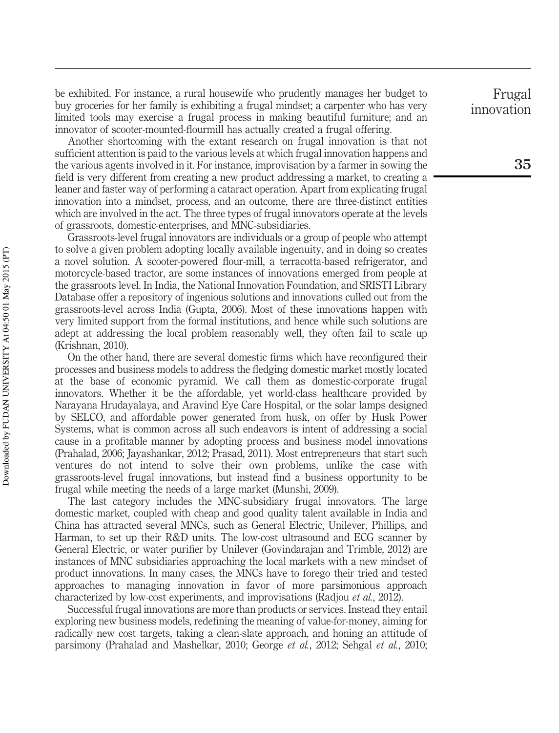be exhibited. For instance, a rural housewife who prudently manages her budget to buy groceries for her family is exhibiting a frugal mindset; a carpenter who has very limited tools may exercise a frugal process in making beautiful furniture; and an innovator of scooter-mounted-flourmill has actually created a frugal offering.

Another shortcoming with the extant research on frugal innovation is that not sufficient attention is paid to the various levels at which frugal innovation happens and the various agents involved in it. For instance, improvisation by a farmer in sowing the field is very different from creating a new product addressing a market, to creating a leaner and faster way of performing a cataract operation. Apart from explicating frugal innovation into a mindset, process, and an outcome, there are three-distinct entities which are involved in the act. The three types of frugal innovators operate at the levels of grassroots, domestic-enterprises, and MNC-subsidiaries.

Grassroots-level frugal innovators are individuals or a group of people who attempt to solve a given problem adopting locally available ingenuity, and in doing so creates a novel solution. A scooter-powered flour-mill, a terracotta-based refrigerator, and motorcycle-based tractor, are some instances of innovations emerged from people at the grassroots level. In India, the National Innovation Foundation, and SRISTI Library Database offer a repository of ingenious solutions and innovations culled out from the grassroots-level across India (Gupta, 2006). Most of these innovations happen with very limited support from the formal institutions, and hence while such solutions are adept at addressing the local problem reasonably well, they often fail to scale up (Krishnan, 2010).

On the other hand, there are several domestic firms which have reconfigured their processes and business models to address the fledging domestic market mostly located at the base of economic pyramid. We call them as domestic-corporate frugal innovators. Whether it be the affordable, yet world-class healthcare provided by Narayana Hrudayalaya, and Aravind Eye Care Hospital, or the solar lamps designed by SELCO, and affordable power generated from husk, on offer by Husk Power Systems, what is common across all such endeavors is intent of addressing a social cause in a profitable manner by adopting process and business model innovations (Prahalad, 2006; Jayashankar, 2012; Prasad, 2011). Most entrepreneurs that start such ventures do not intend to solve their own problems, unlike the case with grassroots-level frugal innovations, but instead find a business opportunity to be frugal while meeting the needs of a large market (Munshi, 2009).

The last category includes the MNC-subsidiary frugal innovators. The large domestic market, coupled with cheap and good quality talent available in India and China has attracted several MNCs, such as General Electric, Unilever, Phillips, and Harman, to set up their R&D units. The low-cost ultrasound and ECG scanner by General Electric, or water purifier by Unilever (Govindarajan and Trimble, 2012) are instances of MNC subsidiaries approaching the local markets with a new mindset of product innovations. In many cases, the MNCs have to forego their tried and tested approaches to managing innovation in favor of more parsimonious approach characterized by low-cost experiments, and improvisations (Radjou *et al.*, 2012).

Successful frugal innovations are more than products or services. Instead they entail exploring new business models, redefining the meaning of value-for-money, aiming for radically new cost targets, taking a clean-slate approach, and honing an attitude of parsimony (Prahalad and Mashelkar, 2010; George *et al.*, 2012; Sehgal *et al.*, 2010;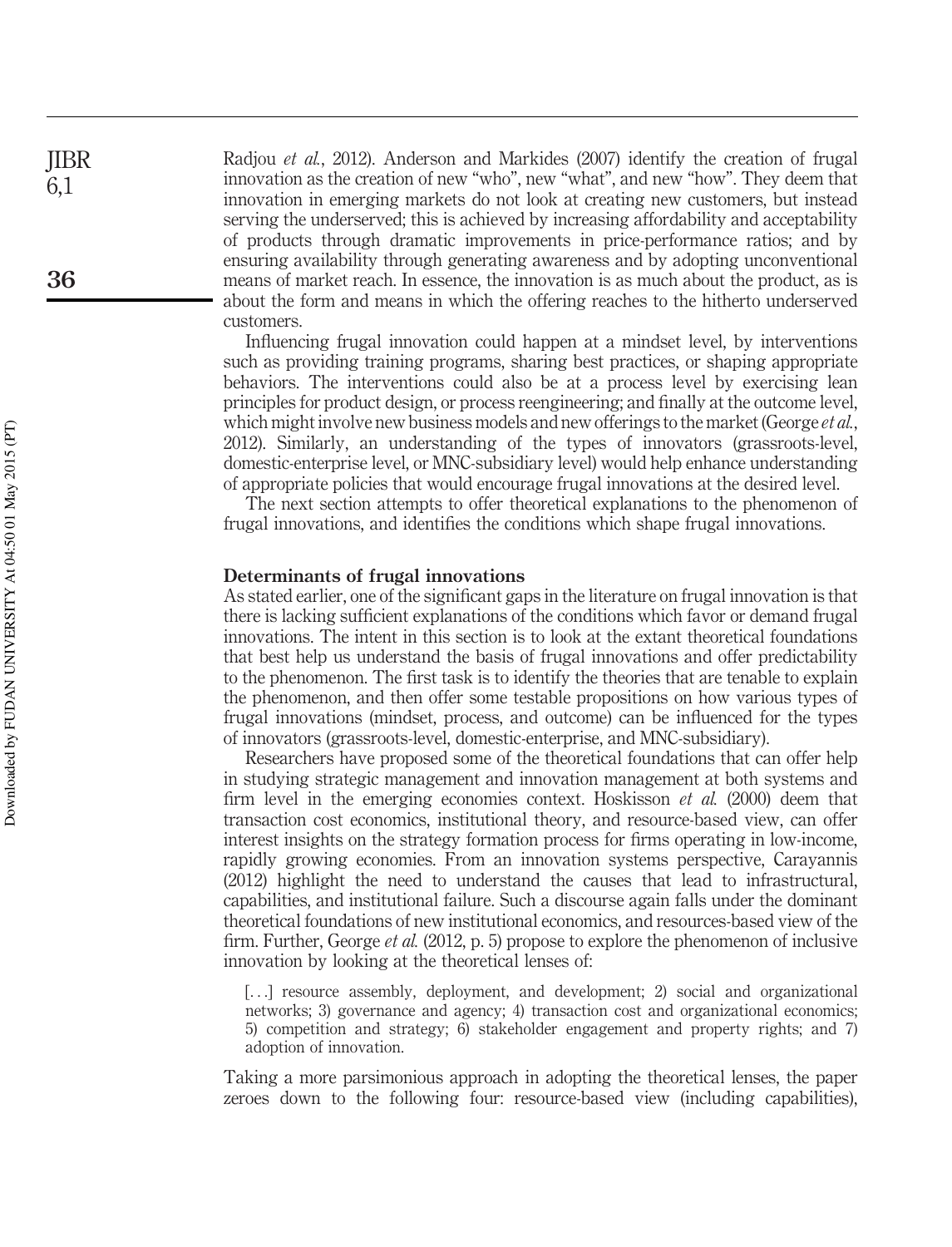Radjou *et al.*, 2012). Anderson and Markides (2007) identify the creation of frugal innovation as the creation of new "who", new "what", and new "how". They deem that innovation in emerging markets do not look at creating new customers, but instead serving the underserved; this is achieved by increasing affordability and acceptability of products through dramatic improvements in price-performance ratios; and by ensuring availability through generating awareness and by adopting unconventional means of market reach. In essence, the innovation is as much about the product, as is about the form and means in which the offering reaches to the hitherto underserved customers.

Influencing frugal innovation could happen at a mindset level, by interventions such as providing training programs, sharing best practices, or shaping appropriate behaviors. The interventions could also be at a process level by exercising lean principles for product design, or process reengineering; and finally at the outcome level, which might involve new business models and new offerings to the market (George *et al.*, 2012). Similarly, an understanding of the types of innovators (grassroots-level, domestic-enterprise level, or MNC-subsidiary level) would help enhance understanding of appropriate policies that would encourage frugal innovations at the desired level.

The next section attempts to offer theoretical explanations to the phenomenon of frugal innovations, and identifies the conditions which shape frugal innovations.

## Determinants of frugal innovations

As stated earlier, one of the significant gaps in the literature on frugal innovation is that there is lacking sufficient explanations of the conditions which favor or demand frugal innovations. The intent in this section is to look at the extant theoretical foundations that best help us understand the basis of frugal innovations and offer predictability to the phenomenon. The first task is to identify the theories that are tenable to explain the phenomenon, and then offer some testable propositions on how various types of frugal innovations (mindset, process, and outcome) can be influenced for the types of innovators (grassroots-level, domestic-enterprise, and MNC-subsidiary).

Researchers have proposed some of the theoretical foundations that can offer help in studying strategic management and innovation management at both systems and firm level in the emerging economies context. Hoskisson *et al.* (2000) deem that transaction cost economics, institutional theory, and resource-based view, can offer interest insights on the strategy formation process for firms operating in low-income, rapidly growing economies. From an innovation systems perspective, Carayannis (2012) highlight the need to understand the causes that lead to infrastructural, capabilities, and institutional failure. Such a discourse again falls under the dominant theoretical foundations of new institutional economics, and resources-based view of the firm. Further, George *et al.* (2012, p. 5) propose to explore the phenomenon of inclusive innovation by looking at the theoretical lenses of:

> [...] resource assembly, deployment, and development; 2) social and organizational networks; 3) governance and agency; 4) transaction cost and organizational economics; 5) competition and strategy; 6) stakeholder engagement and property rights; and 7) adoption of innovation.

Taking a more parsimonious approach in adopting the theoretical lenses, the paper zeroes down to the following four: resource-based view (including capabilities),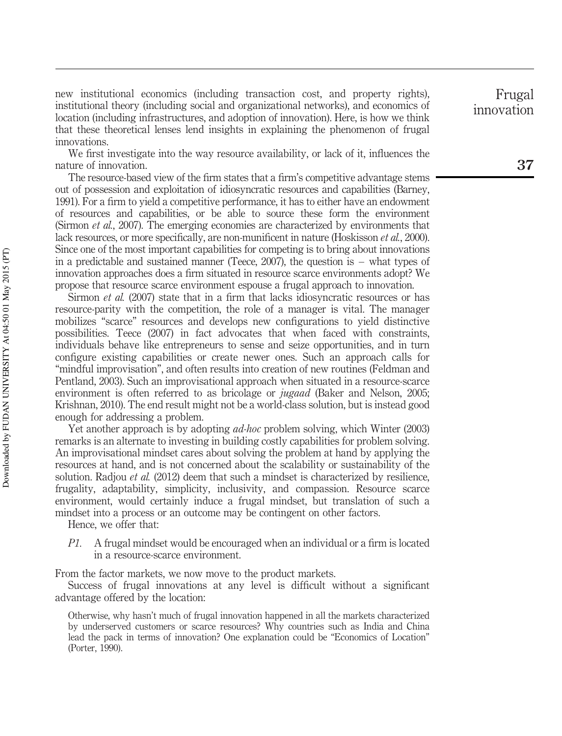new institutional economics (including transaction cost, and property rights), institutional theory (including social and organizational networks), and economics of location (including infrastructures, and adoption of innovation). Here, is how we think that these theoretical lenses lend insights in explaining the phenomenon of frugal innovations.

We first investigate into the way resource availability, or lack of it, influences the nature of innovation.

The resource-based view of the firm states that a firm's competitive advantage stems out of possession and exploitation of idiosyncratic resources and capabilities (Barney, 1991). For a firm to yield a competitive performance, it has to either have an endowment of resources and capabilities, or be able to source these form the environment (Sirmon *et al.*, 2007). The emerging economies are characterized by environments that lack resources, or more specifically, are non-munificent in nature (Hoskisson *et al.*, 2000). Since one of the most important capabilities for competing is to bring about innovations in a predictable and sustained manner (Teece, 2007), the question is – what types of innovation approaches does a firm situated in resource scarce environments adopt? We propose that resource scarce environment espouse a frugal approach to innovation.

Sirmon *et al.* (2007) state that in a firm that lacks idiosyncratic resources or has resource-parity with the competition, the role of a manager is vital. The manager mobilizes "scarce" resources and develops new configurations to yield distinctive possibilities. Teece (2007) in fact advocates that when faced with constraints, individuals behave like entrepreneurs to sense and seize opportunities, and in turn configure existing capabilities or create newer ones. Such an approach calls for "mindful improvisation", and often results into creation of new routines (Feldman and Pentland, 2003). Such an improvisational approach when situated in a resource-scarce environment is often referred to as bricolage or *jugaad* (Baker and Nelson, 2005; Krishnan, 2010). The end result might not be a world-class solution, but is instead good enough for addressing a problem.

Yet another approach is by adopting *ad-hoc* problem solving, which Winter (2003) remarks is an alternate to investing in building costly capabilities for problem solving. An improvisational mindset cares about solving the problem at hand by applying the resources at hand, and is not concerned about the scalability or sustainability of the solution. Radjou *et al.* (2012) deem that such a mindset is characterized by resilience, frugality, adaptability, simplicity, inclusivity, and compassion. Resource scarce environment, would certainly induce a frugal mindset, but translation of such a mindset into a process or an outcome may be contingent on other factors.

Hence, we offer that:

*P1.* A frugal mindset would be encouraged when an individual or a firm is located in a resource-scarce environment.

From the factor markets, we now move to the product markets.

Success of frugal innovations at any level is difficult without a significant advantage offered by the location:

> Otherwise, why hasn't much of frugal innovation happened in all the markets characterized by underserved customers or scarce resources? Why countries such as India and China lead the pack in terms of innovation? One explanation could be "Economics of Location" (Porter, 1990).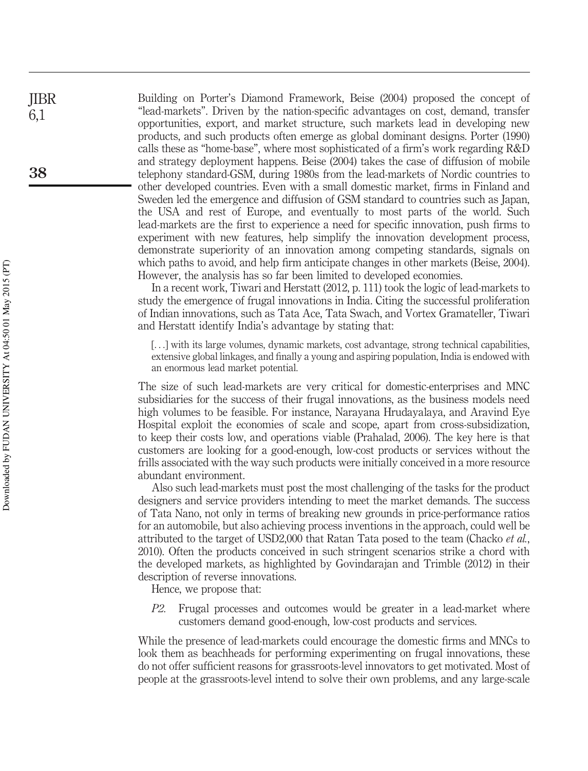Building on Porter's Diamond Framework, Beise (2004) proposed the concept of "lead-markets". Driven by the nation-specific advantages on cost, demand, transfer opportunities, export, and market structure, such markets lead in developing new products, and such products often emerge as global dominant designs. Porter (1990) calls these as "home-base", where most sophisticated of a firm's work regarding R&D and strategy deployment happens. Beise (2004) takes the case of diffusion of mobile telephony standard-GSM, during 1980s from the lead-markets of Nordic countries to other developed countries. Even with a small domestic market, firms in Finland and Sweden led the emergence and diffusion of GSM standard to countries such as Japan, the USA and rest of Europe, and eventually to most parts of the world. Such lead-markets are the first to experience a need for specific innovation, push firms to experiment with new features, help simplify the innovation development process, demonstrate superiority of an innovation among competing standards, signals on which paths to avoid, and help firm anticipate changes in other markets (Beise, 2004). However, the analysis has so far been limited to developed economies.

In a recent work, Tiwari and Herstatt (2012, p. 111) took the logic of lead-markets to study the emergence of frugal innovations in India. Citing the successful proliferation of Indian innovations, such as Tata Ace, Tata Swach, and Vortex Gramateller, Tiwari and Herstatt identify India's advantage by stating that:

> [. . .] with its large volumes, dynamic markets, cost advantage, strong technical capabilities, extensive global linkages, and finally a young and aspiring population, India is endowed with an enormous lead market potential.

The size of such lead-markets are very critical for domestic-enterprises and MNC subsidiaries for the success of their frugal innovations, as the business models need high volumes to be feasible. For instance, Narayana Hrudayalaya, and Aravind Eye Hospital exploit the economies of scale and scope, apart from cross-subsidization, to keep their costs low, and operations viable (Prahalad, 2006). The key here is that customers are looking for a good-enough, low-cost products or services without the frills associated with the way such products were initially conceived in a more resource abundant environment.

Also such lead-markets must post the most challenging of the tasks for the product designers and service providers intending to meet the market demands. The success of Tata Nano, not only in terms of breaking new grounds in price-performance ratios for an automobile, but also achieving process inventions in the approach, could well be attributed to the target of USD2,000 that Ratan Tata posed to the team (Chacko *et al.*, 2010). Often the products conceived in such stringent scenarios strike a chord with the developed markets, as highlighted by Govindarajan and Trimble (2012) in their description of reverse innovations.

Hence, we propose that:

*P2.* Frugal processes and outcomes would be greater in a lead-market where customers demand good-enough, low-cost products and services.

While the presence of lead-markets could encourage the domestic firms and MNCs to look them as beachheads for performing experimenting on frugal innovations, these do not offer sufficient reasons for grassroots-level innovators to get motivated. Most of people at the grassroots-level intend to solve their own problems, and any large-scale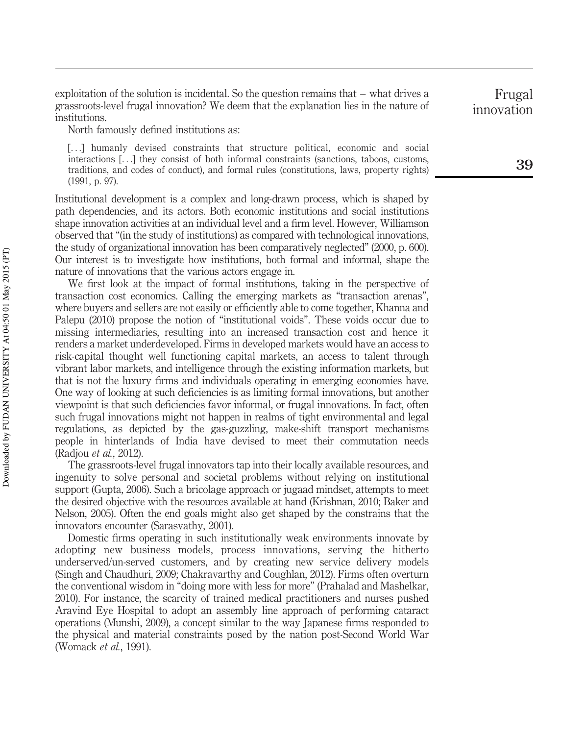exploitation of the solution is incidental. So the question remains that – what drives a grassroots-level frugal innovation? We deem that the explanation lies in the nature of institutions.

North famously defined institutions as:

> [...] humanly devised constraints that structure political, economic and social interactions [...] they consist of both informal constraints (sanctions, taboos, customs, traditions, and codes of conduct), and formal rules (constitutions, laws, property rights) (1991, p. 97).

Institutional development is a complex and long-drawn process, which is shaped by path dependencies, and its actors. Both economic institutions and social institutions shape innovation activities at an individual level and a firm level. However, Williamson observed that "(in the study of institutions) as compared with technological innovations, the study of organizational innovation has been comparatively neglected" (2000, p. 600). Our interest is to investigate how institutions, both formal and informal, shape the nature of innovations that the various actors engage in.

We first look at the impact of formal institutions, taking in the perspective of transaction cost economics. Calling the emerging markets as "transaction arenas", where buyers and sellers are not easily or efficiently able to come together, Khanna and Palepu (2010) propose the notion of "institutional voids". These voids occur due to missing intermediaries, resulting into an increased transaction cost and hence it renders a market underdeveloped. Firms in developed markets would have an access to risk-capital thought well functioning capital markets, an access to talent through vibrant labor markets, and intelligence through the existing information markets, but that is not the luxury firms and individuals operating in emerging economies have. One way of looking at such deficiencies is as limiting formal innovations, but another viewpoint is that such deficiencies favor informal, or frugal innovations. In fact, often such frugal innovations might not happen in realms of tight environmental and legal regulations, as depicted by the gas-guzzling, make-shift transport mechanisms people in hinterlands of India have devised to meet their commutation needs (Radjou *et al.*, 2012).

The grassroots-level frugal innovators tap into their locally available resources, and ingenuity to solve personal and societal problems without relying on institutional support (Gupta, 2006). Such a bricolage approach or jugaad mindset, attempts to meet the desired objective with the resources available at hand (Krishnan, 2010; Baker and Nelson, 2005). Often the end goals might also get shaped by the constrains that the innovators encounter (Sarasvathy, 2001).

Domestic firms operating in such institutionally weak environments innovate by adopting new business models, process innovations, serving the hitherto underserved/un-served customers, and by creating new service delivery models (Singh and Chaudhuri, 2009; Chakravarthy and Coughlan, 2012). Firms often overturn the conventional wisdom in "doing more with less for more" (Prahalad and Mashelkar, 2010). For instance, the scarcity of trained medical practitioners and nurses pushed Aravind Eye Hospital to adopt an assembly line approach of performing cataract operations (Munshi, 2009), a concept similar to the way Japanese firms responded to the physical and material constraints posed by the nation post-Second World War (Womack *et al.*, 1991).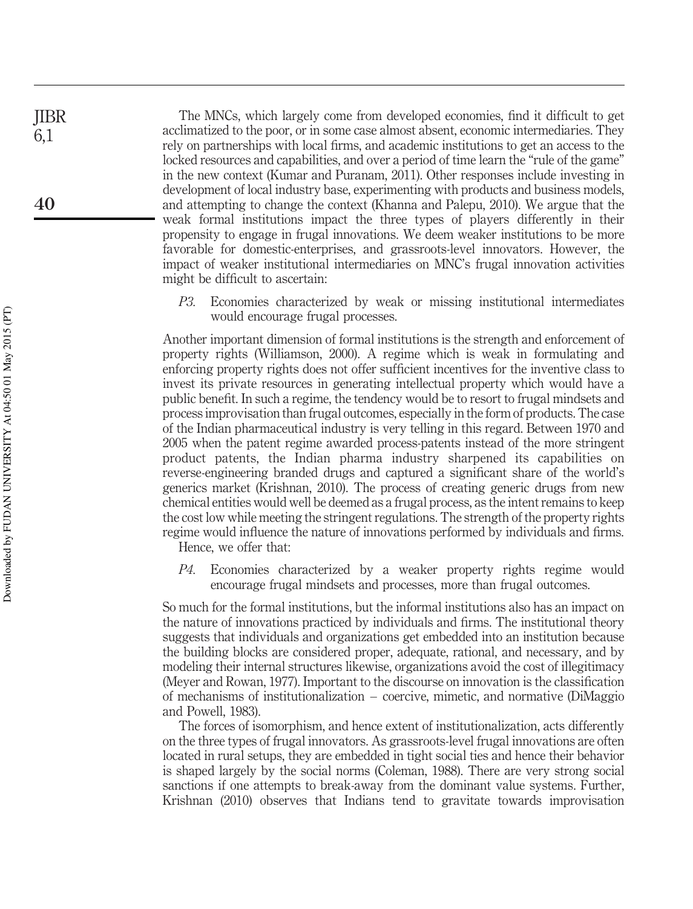The MNCs, which largely come from developed economies, find it difficult to get acclimatized to the poor, or in some case almost absent, economic intermediaries. They rely on partnerships with local firms, and academic institutions to get an access to the locked resources and capabilities, and over a period of time learn the "rule of the game" in the new context (Kumar and Puranam, 2011). Other responses include investing in development of local industry base, experimenting with products and business models, and attempting to change the context (Khanna and Palepu, 2010). We argue that the weak formal institutions impact the three types of players differently in their propensity to engage in frugal innovations. We deem weaker institutions to be more favorable for domestic-enterprises, and grassroots-level innovators. However, the impact of weaker institutional intermediaries on MNC's frugal innovation activities might be difficult to ascertain:

> *P3.* Economies characterized by weak or missing institutional intermediates would encourage frugal processes.

Another important dimension of formal institutions is the strength and enforcement of property rights (Williamson, 2000). A regime which is weak in formulating and enforcing property rights does not offer sufficient incentives for the inventive class to invest its private resources in generating intellectual property which would have a public benefit. In such a regime, the tendency would be to resort to frugal mindsets and process improvisation than frugal outcomes, especially in the form of products. The case of the Indian pharmaceutical industry is very telling in this regard. Between 1970 and 2005 when the patent regime awarded process-patents instead of the more stringent product patents, the Indian pharma industry sharpened its capabilities on reverse-engineering branded drugs and captured a significant share of the world's generics market (Krishnan, 2010). The process of creating generic drugs from new chemical entities would well be deemed as a frugal process, as the intent remains to keep the cost low while meeting the stringent regulations. The strength of the property rights regime would influence the nature of innovations performed by individuals and firms. Hence, we offer that:

> *P4.* Economies characterized by a weaker property rights regime would encourage frugal mindsets and processes, more than frugal outcomes.

So much for the formal institutions, but the informal institutions also has an impact on the nature of innovations practiced by individuals and firms. The institutional theory suggests that individuals and organizations get embedded into an institution because the building blocks are considered proper, adequate, rational, and necessary, and by modeling their internal structures likewise, organizations avoid the cost of illegitimacy (Meyer and Rowan, 1977). Important to the discourse on innovation is the classification of mechanisms of institutionalization – coercive, mimetic, and normative (DiMaggio and Powell, 1983).

The forces of isomorphism, and hence extent of institutionalization, acts differently on the three types of frugal innovators. As grassroots-level frugal innovations are often located in rural setups, they are embedded in tight social ties and hence their behavior is shaped largely by the social norms (Coleman, 1988). There are very strong social sanctions if one attempts to break-away from the dominant value systems. Further, Krishnan (2010) observes that Indians tend to gravitate towards improvisation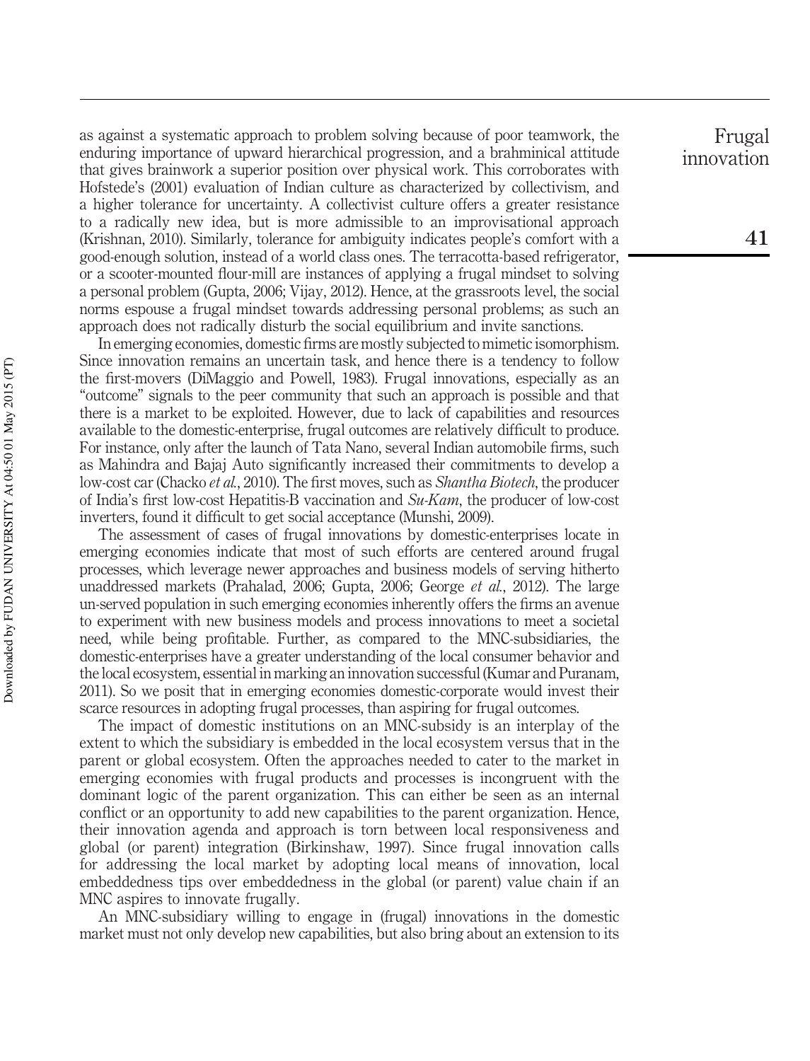as against a systematic approach to problem solving because of poor teamwork, the enduring importance of upward hierarchical progression, and a brahminical attitude that gives brainwork a superior position over physical work. This corroborates with Hofstede's (2001) evaluation of Indian culture as characterized by collectivism, and a higher tolerance for uncertainty. A collectivist culture offers a greater resistance to a radically new idea, but is more admissible to an improvisational approach (Krishnan, 2010). Similarly, tolerance for ambiguity indicates people's comfort with a good-enough solution, instead of a world class ones. The terracotta-based refrigerator, or a scooter-mounted flour-mill are instances of applying a frugal mindset to solving a personal problem (Gupta, 2006; Vijay, 2012). Hence, at the grassroots level, the social norms espouse a frugal mindset towards addressing personal problems; as such an approach does not radically disturb the social equilibrium and invite sanctions.

In emerging economies, domestic firms are mostly subjected to mimetic isomorphism. Since innovation remains an uncertain task, and hence there is a tendency to follow the first-movers (DiMaggio and Powell, 1983). Frugal innovations, especially as an "outcome" signals to the peer community that such an approach is possible and that there is a market to be exploited. However, due to lack of capabilities and resources available to the domestic-enterprise, frugal outcomes are relatively difficult to produce. For instance, only after the launch of Tata Nano, several Indian automobile firms, such as Mahindra and Bajaj Auto significantly increased their commitments to develop a low-cost car (Chacko *et al.*, 2010). The first moves, such as *Shantha Biotech*, the producer of India's first low-cost Hepatitis-B vaccination and *Su-Kam*, the producer of low-cost inverters, found it difficult to get social acceptance (Munshi, 2009).

The assessment of cases of frugal innovations by domestic-enterprises locate in emerging economies indicate that most of such efforts are centered around frugal processes, which leverage newer approaches and business models of serving hitherto unaddressed markets (Prahalad, 2006; Gupta, 2006; George *et al.*, 2012). The large un-served population in such emerging economies inherently offers the firms an avenue to experiment with new business models and process innovations to meet a societal need, while being profitable. Further, as compared to the MNC-subsidiaries, the domestic-enterprises have a greater understanding of the local consumer behavior and the local ecosystem, essential in marking an innovation successful (Kumar and Puranam, 2011). So we posit that in emerging economies domestic-corporate would invest their scarce resources in adopting frugal processes, than aspiring for frugal outcomes.

The impact of domestic institutions on an MNC-subsidy is an interplay of the extent to which the subsidiary is embedded in the local ecosystem versus that in the parent or global ecosystem. Often the approaches needed to cater to the market in emerging economies with frugal products and processes is incongruent with the dominant logic of the parent organization. This can either be seen as an internal conflict or an opportunity to add new capabilities to the parent organization. Hence, their innovation agenda and approach is torn between local responsiveness and global (or parent) integration (Birkinshaw, 1997). Since frugal innovation calls for addressing the local market by adopting local means of innovation, local embeddedness tips over embeddedness in the global (or parent) value chain if an MNC aspires to innovate frugally.

An MNC-subsidiary willing to engage in (frugal) innovations in the domestic market must not only develop new capabilities, but also bring about an extension to its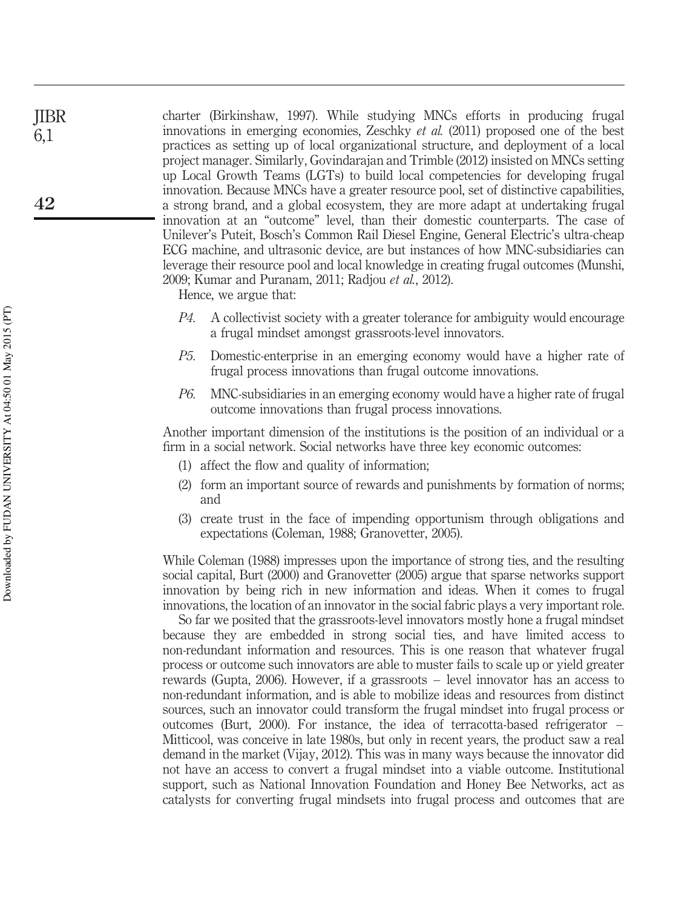charter (Birkinshaw, 1997). While studying MNCs efforts in producing frugal innovations in emerging economies, Zeschky *et al.* (2011) proposed one of the best practices as setting up of local organizational structure, and deployment of a local project manager. Similarly, Govindarajan and Trimble (2012) insisted on MNCs setting up Local Growth Teams (LGTs) to build local competencies for developing frugal innovation. Because MNCs have a greater resource pool, set of distinctive capabilities, a strong brand, and a global ecosystem, they are more adapt at undertaking frugal innovation at an "outcome" level, than their domestic counterparts. The case of Unilever's Puteit, Bosch's Common Rail Diesel Engine, General Electric's ultra-cheap ECG machine, and ultrasonic device, are but instances of how MNC-subsidiaries can leverage their resource pool and local knowledge in creating frugal outcomes (Munshi, 2009; Kumar and Puranam, 2011; Radjou *et al.*, 2012).

Hence, we argue that:

- *P4.* A collectivist society with a greater tolerance for ambiguity would encourage a frugal mindset amongst grassroots-level innovators.
- *P5.* Domestic-enterprise in an emerging economy would have a higher rate of frugal process innovations than frugal outcome innovations.
- *P6.* MNC-subsidiaries in an emerging economy would have a higher rate of frugal outcome innovations than frugal process innovations.

Another important dimension of the institutions is the position of an individual or a firm in a social network. Social networks have three key economic outcomes:

1. affect the flow and quality of information;
2. form an important source of rewards and punishments by formation of norms; and
3. create trust in the face of impending opportunism through obligations and expectations (Coleman, 1988; Granovetter, 2005).

While Coleman (1988) impresses upon the importance of strong ties, and the resulting social capital, Burt (2000) and Granovetter (2005) argue that sparse networks support innovation by being rich in new information and ideas. When it comes to frugal innovations, the location of an innovator in the social fabric plays a very important role.

So far we posited that the grassroots-level innovators mostly hone a frugal mindset because they are embedded in strong social ties, and have limited access to non-redundant information and resources. This is one reason that whatever frugal process or outcome such innovators are able to muster fails to scale up or yield greater rewards (Gupta, 2006). However, if a grassroots – level innovator has an access to non-redundant information, and is able to mobilize ideas and resources from distinct sources, such an innovator could transform the frugal mindset into frugal process or outcomes (Burt, 2000). For instance, the idea of terracotta-based refrigerator – Mitticool, was conceive in late 1980s, but only in recent years, the product saw a real demand in the market (Vijay, 2012). This was in many ways because the innovator did not have an access to convert a frugal mindset into a viable outcome. Institutional support, such as National Innovation Foundation and Honey Bee Networks, act as catalysts for converting frugal mindsets into frugal process and outcomes that are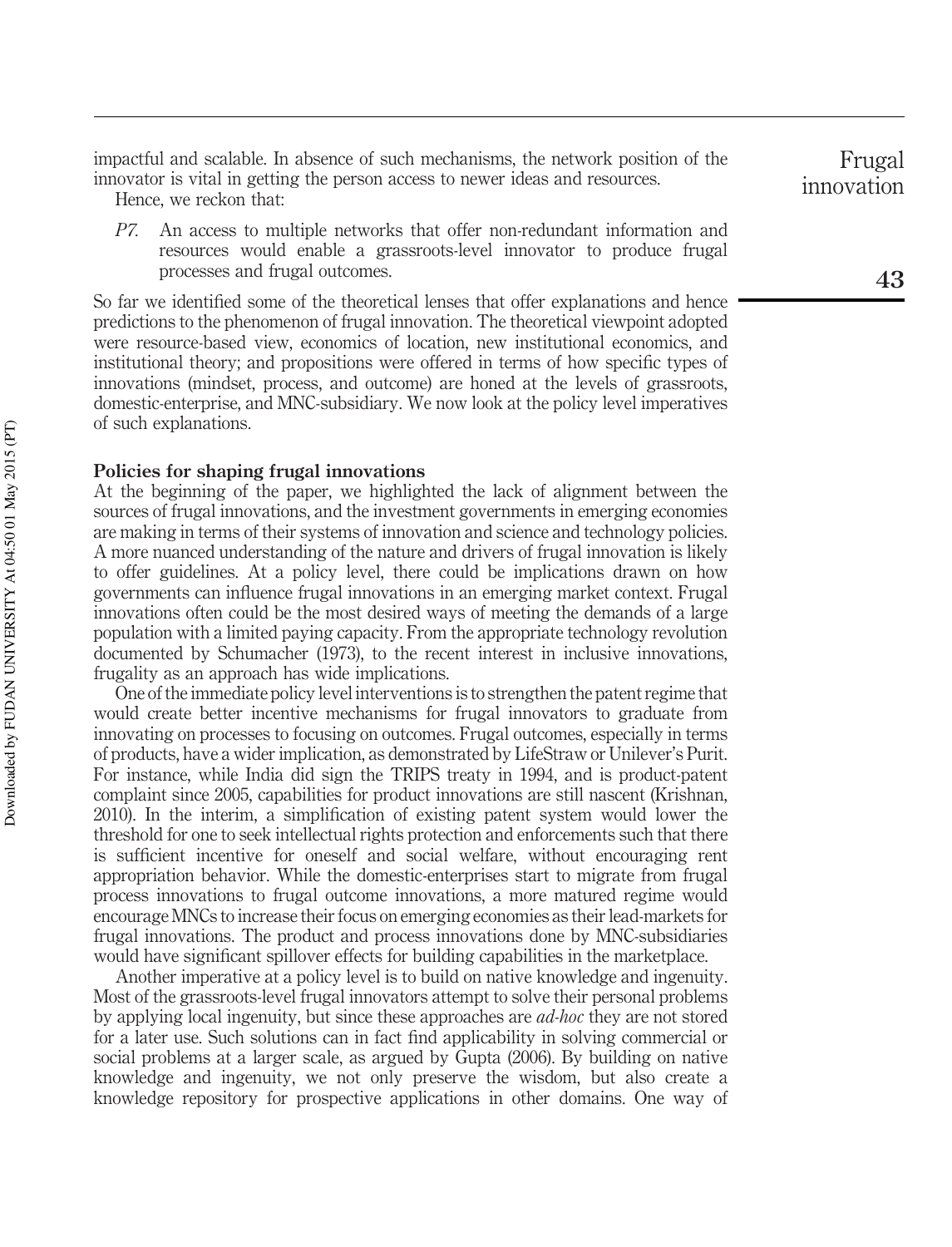impactful and scalable. In absence of such mechanisms, the network position of the innovator is vital in getting the person access to newer ideas and resources.

Hence, we reckon that:

> *P7*. An access to multiple networks that offer non-redundant information and resources would enable a grassroots-level innovator to produce frugal processes and frugal outcomes.

So far we identified some of the theoretical lenses that offer explanations and hence predictions to the phenomenon of frugal innovation. The theoretical viewpoint adopted were resource-based view, economics of location, new institutional economics, and institutional theory; and propositions were offered in terms of how specific types of innovations (mindset, process, and outcome) are honed at the levels of grassroots, domestic-enterprise, and MNC-subsidiary. We now look at the policy level imperatives of such explanations.

## Policies for shaping frugal innovations

At the beginning of the paper, we highlighted the lack of alignment between the sources of frugal innovations, and the investment governments in emerging economies are making in terms of their systems of innovation and science and technology policies. A more nuanced understanding of the nature and drivers of frugal innovation is likely to offer guidelines. At a policy level, there could be implications drawn on how governments can influence frugal innovations in an emerging market context. Frugal innovations often could be the most desired ways of meeting the demands of a large population with a limited paying capacity. From the appropriate technology revolution documented by Schumacher (1973), to the recent interest in inclusive innovations, frugality as an approach has wide implications.

One of the immediate policy level interventions is to strengthen the patent regime that would create better incentive mechanisms for frugal innovators to graduate from innovating on processes to focusing on outcomes. Frugal outcomes, especially in terms of products, have a wider implication, as demonstrated by LifeStraw or Unilever's Purit. For instance, while India did sign the TRIPS treaty in 1994, and is product-patent complaint since 2005, capabilities for product innovations are still nascent (Krishnan, 2010). In the interim, a simplification of existing patent system would lower the threshold for one to seek intellectual rights protection and enforcements such that there is sufficient incentive for oneself and social welfare, without encouraging rent appropriation behavior. While the domestic-enterprises start to migrate from frugal process innovations to frugal outcome innovations, a more matured regime would encourage MNCs to increase their focus on emerging economies as their lead-markets for frugal innovations. The product and process innovations done by MNC-subsidiaries would have significant spillover effects for building capabilities in the marketplace.

Another imperative at a policy level is to build on native knowledge and ingenuity. Most of the grassroots-level frugal innovators attempt to solve their personal problems by applying local ingenuity, but since these approaches are *ad-hoc* they are not stored for a later use. Such solutions can in fact find applicability in solving commercial or social problems at a larger scale, as argued by Gupta (2006). By building on native knowledge and ingenuity, we not only preserve the wisdom, but also create a knowledge repository for prospective applications in other domains. One way of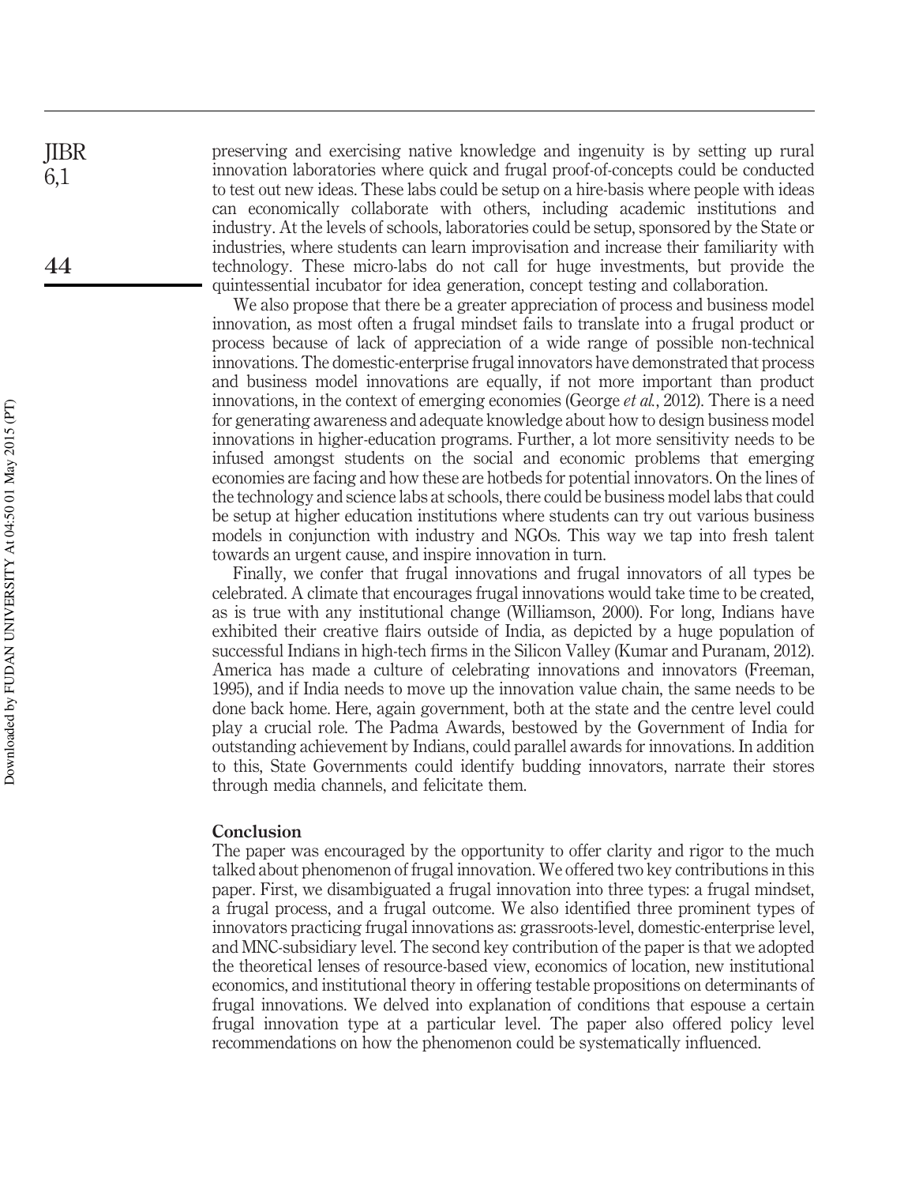preserving and exercising native knowledge and ingenuity is by setting up rural innovation laboratories where quick and frugal proof-of-concepts could be conducted to test out new ideas. These labs could be setup on a hire-basis where people with ideas can economically collaborate with others, including academic institutions and industry. At the levels of schools, laboratories could be setup, sponsored by the State or industries, where students can learn improvisation and increase their familiarity with technology. These micro-labs do not call for huge investments, but provide the quintessential incubator for idea generation, concept testing and collaboration.

We also propose that there be a greater appreciation of process and business model innovation, as most often a frugal mindset fails to translate into a frugal product or process because of lack of appreciation of a wide range of possible non-technical innovations. The domestic-enterprise frugal innovators have demonstrated that process and business model innovations are equally, if not more important than product innovations, in the context of emerging economies (George *et al.*, 2012). There is a need for generating awareness and adequate knowledge about how to design business model innovations in higher-education programs. Further, a lot more sensitivity needs to be infused amongst students on the social and economic problems that emerging economies are facing and how these are hotbeds for potential innovators. On the lines of the technology and science labs at schools, there could be business model labs that could be setup at higher education institutions where students can try out various business models in conjunction with industry and NGOs. This way we tap into fresh talent towards an urgent cause, and inspire innovation in turn.

Finally, we confer that frugal innovations and frugal innovators of all types be celebrated. A climate that encourages frugal innovations would take time to be created, as is true with any institutional change (Williamson, 2000). For long, Indians have exhibited their creative flairs outside of India, as depicted by a huge population of successful Indians in high-tech firms in the Silicon Valley (Kumar and Puranam, 2012). America has made a culture of celebrating innovations and innovators (Freeman, 1995), and if India needs to move up the innovation value chain, the same needs to be done back home. Here, again government, both at the state and the centre level could play a crucial role. The Padma Awards, bestowed by the Government of India for outstanding achievement by Indians, could parallel awards for innovations. In addition to this, State Governments could identify budding innovators, narrate their stores through media channels, and felicitate them.

## Conclusion

The paper was encouraged by the opportunity to offer clarity and rigor to the much talked about phenomenon of frugal innovation. We offered two key contributions in this paper. First, we disambiguated a frugal innovation into three types: a frugal mindset, a frugal process, and a frugal outcome. We also identified three prominent types of innovators practicing frugal innovations as: grassroots-level, domestic-enterprise level, and MNC-subsidiary level. The second key contribution of the paper is that we adopted the theoretical lenses of resource-based view, economics of location, new institutional economics, and institutional theory in offering testable propositions on determinants of frugal innovations. We delved into explanation of conditions that espouse a certain frugal innovation type at a particular level. The paper also offered policy level recommendations on how the phenomenon could be systematically influenced.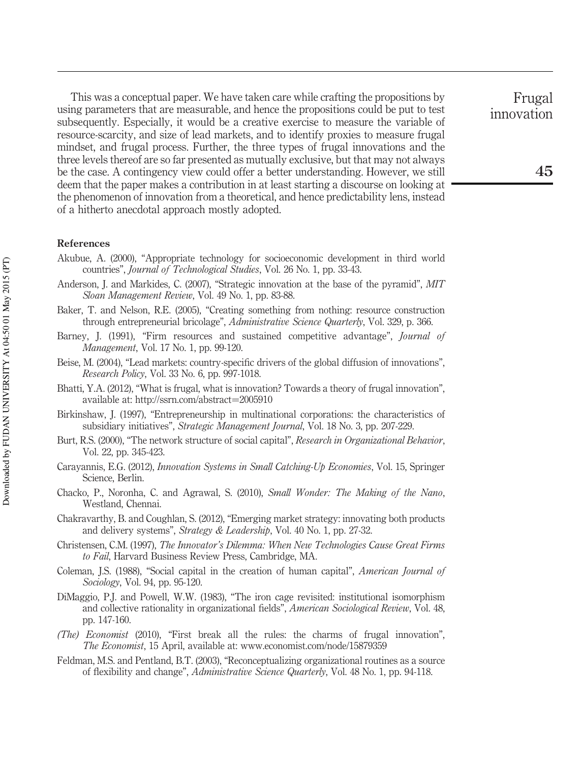This was a conceptual paper. We have taken care while crafting the propositions by using parameters that are measurable, and hence the propositions could be put to test subsequently. Especially, it would be a creative exercise to measure the variable of resource-scarcity, and size of lead markets, and to identify proxies to measure frugal mindset, and frugal process. Further, the three types of frugal innovations and the three levels thereof are so far presented as mutually exclusive, but that may not always be the case. A contingency view could offer a better understanding. However, we still deem that the paper makes a contribution in at least starting a discourse on looking at the phenomenon of innovation from a theoretical, and hence predictability lens, instead of a hitherto anecdotal approach mostly adopted.

### References

Akubue, A. (2000), "Appropriate technology for socioeconomic development in third world countries", *Journal of Technological Studies*, Vol. 26 No. 1, pp. 33-43.

Anderson, J. and Markides, C. (2007), "Strategic innovation at the base of the pyramid", *MIT Sloan Management Review*, Vol. 49 No. 1, pp. 83-88.

Baker, T. and Nelson, R.E. (2005), "Creating something from nothing: resource construction through entrepreneurial bricolage", *Administrative Science Quarterly*, Vol. 329, p. 366.

Barney, J. (1991), "Firm resources and sustained competitive advantage", *Journal of Management*, Vol. 17 No. 1, pp. 99-120.

Beise, M. (2004), "Lead markets: country-specific drivers of the global diffusion of innovations", *Research Policy*, Vol. 33 No. 6, pp. 997-1018.

Bhatti, Y.A. (2012), "What is frugal, what is innovation? Towards a theory of frugal innovation", available at: http://ssrn.com/abstract=2005910

Birkinshaw, J. (1997), "Entrepreneurship in multinational corporations: the characteristics of subsidiary initiatives", *Strategic Management Journal*, Vol. 18 No. 3, pp. 207-229.

Burt, R.S. (2000), "The network structure of social capital", *Research in Organizational Behavior*, Vol. 22, pp. 345-423.

Carayannis, E.G. (2012), *Innovation Systems in Small Catching-Up Economies*, Vol. 15, Springer Science, Berlin.

Chacko, P., Noronha, C. and Agrawal, S. (2010), *Small Wonder: The Making of the Nano*, Westland, Chennai.

Chakravarthy, B. and Coughlan, S. (2012), "Emerging market strategy: innovating both products and delivery systems", *Strategy & Leadership*, Vol. 40 No. 1, pp. 27-32.

Christensen, C.M. (1997), *The Innovator's Dilemma: When New Technologies Cause Great Firms to Fail*, Harvard Business Review Press, Cambridge, MA.

Coleman, J.S. (1988), "Social capital in the creation of human capital", *American Journal of Sociology*, Vol. 94, pp. 95-120.

DiMaggio, P.J. and Powell, W.W. (1983), "The iron cage revisited: institutional isomorphism and collective rationality in organizational fields", *American Sociological Review*, Vol. 48, pp. 147-160.

*(The) Economist* (2010), "First break all the rules: the charms of frugal innovation", *The Economist*, 15 April, available at: www.economist.com/node/15879359

Feldman, M.S. and Pentland, B.T. (2003), "Reconceptualizing organizational routines as a source of flexibility and change", *Administrative Science Quarterly*, Vol. 48 No. 1, pp. 94-118.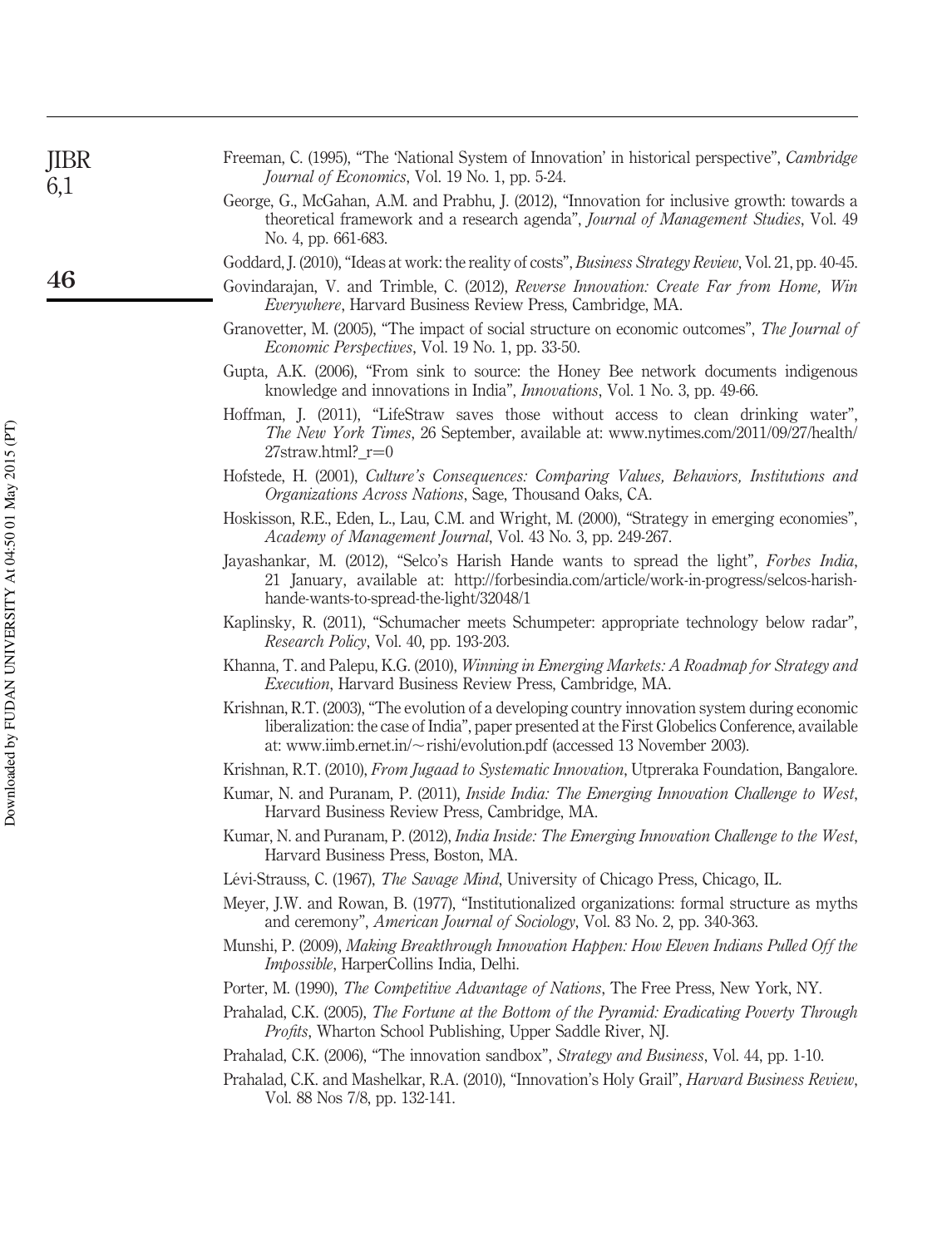Freeman, C. (1995), "The 'National System of Innovation' in historical perspective", *Cambridge Journal of Economics*, Vol. 19 No. 1, pp. 5-24.

George, G., McGahan, A.M. and Prabhu, J. (2012), "Innovation for inclusive growth: towards a theoretical framework and a research agenda", *Journal of Management Studies*, Vol. 49 No. 4, pp. 661-683.

Goddard, J. (2010), "Ideas at work: the reality of costs", *Business Strategy Review*, Vol. 21, pp. 40-45.

Govindarajan, V. and Trimble, C. (2012), *Reverse Innovation: Create Far from Home, Win Everywhere*, Harvard Business Review Press, Cambridge, MA.

Granovetter, M. (2005), "The impact of social structure on economic outcomes", *The Journal of Economic Perspectives*, Vol. 19 No. 1, pp. 33-50.

Gupta, A.K. (2006), "From sink to source: the Honey Bee network documents indigenous knowledge and innovations in India", *Innovations*, Vol. 1 No. 3, pp. 49-66.

Hoffman, J. (2011), "LifeStraw saves those without access to clean drinking water", *The New York Times*, 26 September, available at: www.nytimes.com/2011/09/27/health/27straw.html?_r=0

Hofstede, H. (2001), *Culture's Consequences: Comparing Values, Behaviors, Institutions and Organizations Across Nations*, Sage, Thousand Oaks, CA.

Hoskisson, R.E., Eden, L., Lau, C.M. and Wright, M. (2000), "Strategy in emerging economies", *Academy of Management Journal*, Vol. 43 No. 3, pp. 249-267.

Jayashankar, M. (2012), "Selco's Harish Hande wants to spread the light", *Forbes India*, 21 January, available at: http://forbesindia.com/article/work-in-progress/selcos-harish-hande-wants-to-spread-the-light/32048/1

Kaplinsky, R. (2011), "Schumacher meets Schumpeter: appropriate technology below radar", *Research Policy*, Vol. 40, pp. 193-203.

Khanna, T. and Palepu, K.G. (2010), *Winning in Emerging Markets: A Roadmap for Strategy and Execution*, Harvard Business Review Press, Cambridge, MA.

Krishnan, R.T. (2003), "The evolution of a developing country innovation system during economic liberalization: the case of India", paper presented at the First Globelics Conference, available at: www.iimb.ernet.in/~rishi/evolution.pdf (accessed 13 November 2003).

Krishnan, R.T. (2010), *From Jugaad to Systematic Innovation*, Utpreraka Foundation, Bangalore.

Kumar, N. and Puranam, P. (2011), *Inside India: The Emerging Innovation Challenge to West*, Harvard Business Review Press, Cambridge, MA.

Kumar, N. and Puranam, P. (2012), *India Inside: The Emerging Innovation Challenge to the West*, Harvard Business Press, Boston, MA.

Lévi-Strauss, C. (1967), *The Savage Mind*, University of Chicago Press, Chicago, IL.

Meyer, J.W. and Rowan, B. (1977), "Institutionalized organizations: formal structure as myths and ceremony", *American Journal of Sociology*, Vol. 83 No. 2, pp. 340-363.

Munshi, P. (2009), *Making Breakthrough Innovation Happen: How Eleven Indians Pulled Off the Impossible*, HarperCollins India, Delhi.

Porter, M. (1990), *The Competitive Advantage of Nations*, The Free Press, New York, NY.

Prahalad, C.K. (2005), *The Fortune at the Bottom of the Pyramid: Eradicating Poverty Through Profits*, Wharton School Publishing, Upper Saddle River, NJ.

Prahalad, C.K. (2006), "The innovation sandbox", *Strategy and Business*, Vol. 44, pp. 1-10.

Prahalad, C.K. and Mashelkar, R.A. (2010), "Innovation's Holy Grail", *Harvard Business Review*, Vol. 88 Nos 7/8, pp. 132-141.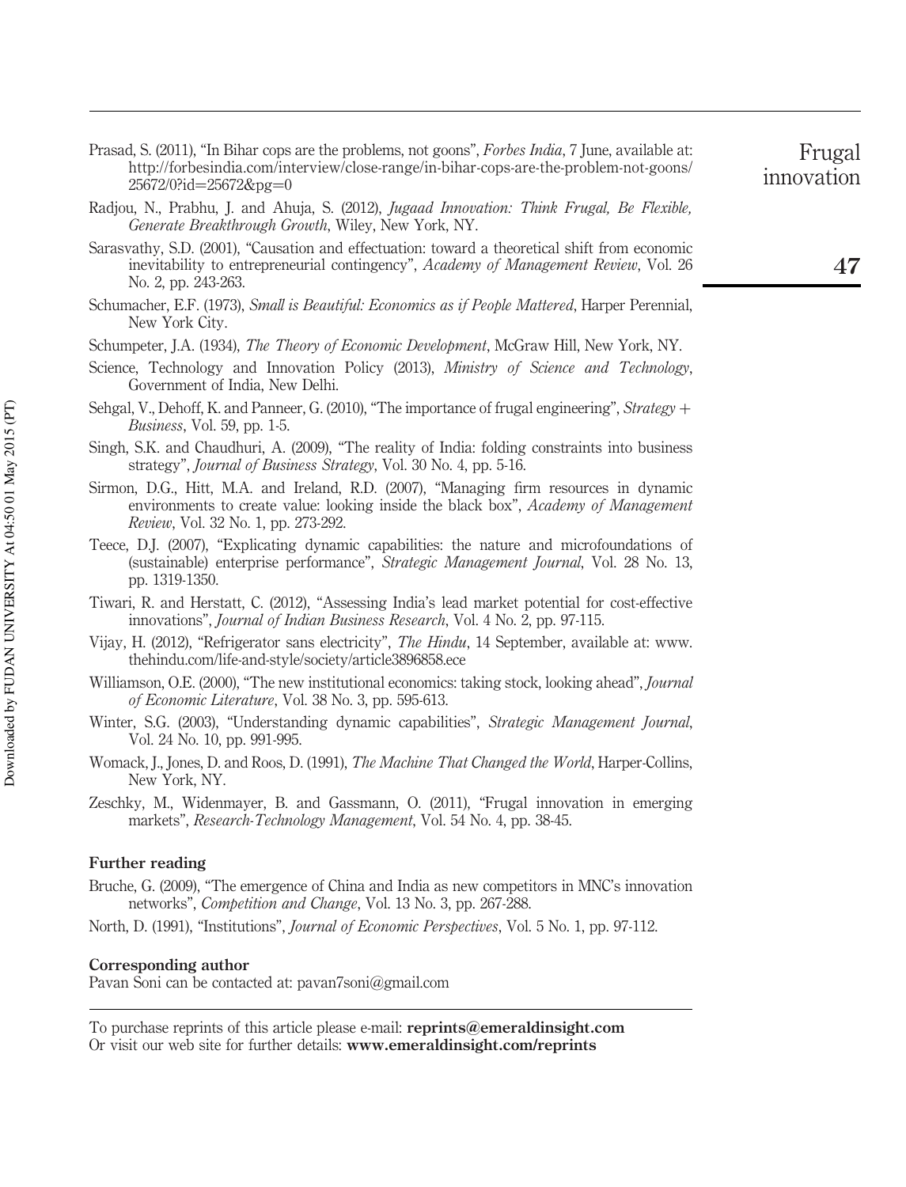Prasad, S. (2011), "In Bihar cops are the problems, not goons", *Forbes India*, 7 June, available at: http://forbesindia.com/interview/close-range/in-bihar-cops-are-the-problem-not-goons/25672/0?id=25672&pg=0

Radjou, N., Prabhu, J. and Ahuja, S. (2012), *Jugaad Innovation: Think Frugal, Be Flexible, Generate Breakthrough Growth*, Wiley, New York, NY.

Sarasvathy, S.D. (2001), "Causation and effectuation: toward a theoretical shift from economic inevitability to entrepreneurial contingency", *Academy of Management Review*, Vol. 26 No. 2, pp. 243-263.

Schumacher, E.F. (1973), *Small is Beautiful: Economics as if People Mattered*, Harper Perennial, New York City.

Schumpeter, J.A. (1934), *The Theory of Economic Development*, McGraw Hill, New York, NY.

Science, Technology and Innovation Policy (2013), *Ministry of Science and Technology*, Government of India, New Delhi.

Sehgal, V., Dehoff, K. and Panneer, G. (2010), "The importance of frugal engineering", *Strategy + Business*, Vol. 59, pp. 1-5.

Singh, S.K. and Chaudhuri, A. (2009), "The reality of India: folding constraints into business strategy", *Journal of Business Strategy*, Vol. 30 No. 4, pp. 5-16.

Sirmon, D.G., Hitt, M.A. and Ireland, R.D. (2007), "Managing firm resources in dynamic environments to create value: looking inside the black box", *Academy of Management Review*, Vol. 32 No. 1, pp. 273-292.

Teece, D.J. (2007), "Explicating dynamic capabilities: the nature and microfoundations of (sustainable) enterprise performance", *Strategic Management Journal*, Vol. 28 No. 13, pp. 1319-1350.

Tiwari, R. and Herstatt, C. (2012), "Assessing India's lead market potential for cost-effective innovations", *Journal of Indian Business Research*, Vol. 4 No. 2, pp. 97-115.

Vijay, H. (2012), "Refrigerator sans electricity", *The Hindu*, 14 September, available at: www.thehindu.com/life-and-style/society/article3896858.ece

Williamson, O.E. (2000), "The new institutional economics: taking stock, looking ahead", *Journal of Economic Literature*, Vol. 38 No. 3, pp. 595-613.

Winter, S.G. (2003), "Understanding dynamic capabilities", *Strategic Management Journal*, Vol. 24 No. 10, pp. 991-995.

Womack, J., Jones, D. and Roos, D. (1991), *The Machine That Changed the World*, Harper-Collins, New York, NY.

Zeschky, M., Widenmayer, B. and Gassmann, O. (2011), "Frugal innovation in emerging markets", *Research-Technology Management*, Vol. 54 No. 4, pp. 38-45.

## Further reading

Bruche, G. (2009), "The emergence of China and India as new competitors in MNC's innovation networks", *Competition and Change*, Vol. 13 No. 3, pp. 267-288.

North, D. (1991), "Institutions", *Journal of Economic Perspectives*, Vol. 5 No. 1, pp. 97-112.

## Corresponding author

Pavan Soni can be contacted at: pavan7soni@gmail.com

To purchase reprints of this article please e-mail: **reprints@emeraldinsight.com**
Or visit our web site for further details: **www.emeraldinsight.com/reprints**